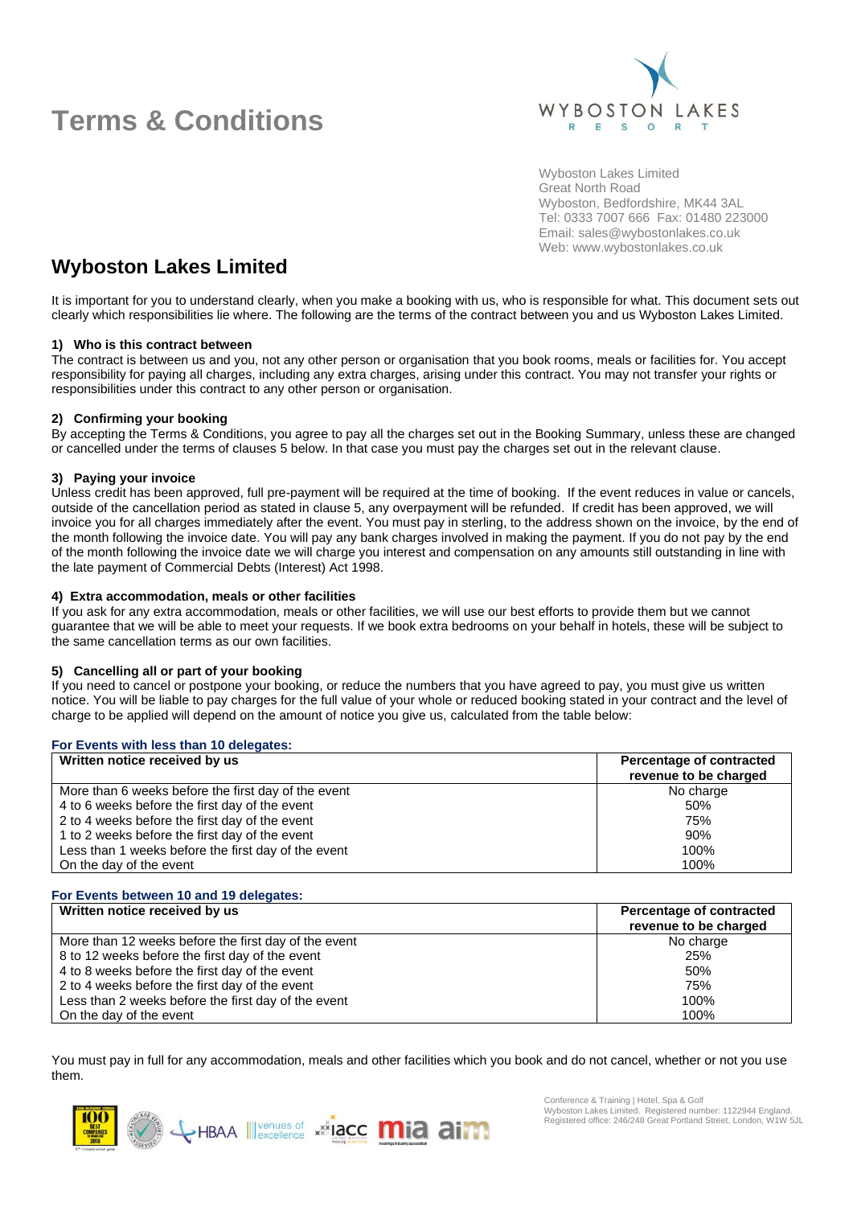# Terms & Conditions

Wyboston Lakes Limited
Great North Road
Wyboston, Bedfordshire, MK44 3AL
Tel: 0333 7007 666 Fax: 01480 223000
Email: sales@wybostonlakes.co.uk
Web: www.wybostonlakes.co.uk

## Wyboston Lakes Limited

It is important for you to understand clearly, when you make a booking with us, who is responsible for what. This document sets out clearly which responsibilities lie where. The following are the terms of the contract between you and us Wyboston Lakes Limited.

### 1) Who is this contract between

The contract is between us and you, not any other person or organisation that you book rooms, meals or facilities for. You accept responsibility for paying all charges, including any extra charges, arising under this contract. You may not transfer your rights or responsibilities under this contract to any other person or organisation.

### 2) Confirming your booking

By accepting the Terms & Conditions, you agree to pay all the charges set out in the Booking Summary, unless these are changed or cancelled under the terms of clauses 5 below. In that case you must pay the charges set out in the relevant clause.

### 3) Paying your invoice

Unless credit has been approved, full pre-payment will be required at the time of booking. If the event reduces in value or cancels, outside of the cancellation period as stated in clause 5, any overpayment will be refunded. If credit has been approved, we will invoice you for all charges immediately after the event. You must pay in sterling, to the address shown on the invoice, by the end of the month following the invoice date. You will pay any bank charges involved in making the payment. If you do not pay by the end of the month following the invoice date we will charge you interest and compensation on any amounts still outstanding in line with the late payment of Commercial Debts (Interest) Act 1998.

### 4) Extra accommodation, meals or other facilities

If you ask for any extra accommodation, meals or other facilities, we will use our best efforts to provide them but we cannot guarantee that we will be able to meet your requests. If we book extra bedrooms on your behalf in hotels, these will be subject to the same cancellation terms as our own facilities.

### 5) Cancelling all or part of your booking

If you need to cancel or postpone your booking, or reduce the numbers that you have agreed to pay, you must give us written notice. You will be liable to pay charges for the full value of your whole or reduced booking stated in your contract and the level of charge to be applied will depend on the amount of notice you give us, calculated from the table below:

**For Events with less than 10 delegates:**

| Written notice received by us | Percentage of contracted revenue to be charged |
|---|---|
| More than 6 weeks before the first day of the event | No charge |
| 4 to 6 weeks before the first day of the event | 50% |
| 2 to 4 weeks before the first day of the event | 75% |
| 1 to 2 weeks before the first day of the event | 90% |
| Less than 1 weeks before the first day of the event | 100% |
| On the day of the event | 100% |

**For Events between 10 and 19 delegates:**

| Written notice received by us | Percentage of contracted revenue to be charged |
|---|---|
| More than 12 weeks before the first day of the event | No charge |
| 8 to 12 weeks before the first day of the event | 25% |
| 4 to 8 weeks before the first day of the event | 50% |
| 2 to 4 weeks before the first day of the event | 75% |
| Less than 2 weeks before the first day of the event | 100% |
| On the day of the event | 100% |

You must pay in full for any accommodation, meals and other facilities which you book and do not cancel, whether or not you use them.

Conference & Training | Hotel, Spa & Golf
Wyboston Lakes Limited. Registered number: 1122944 England.
Registered office: 246/248 Great Portland Street, London, W1W 5JL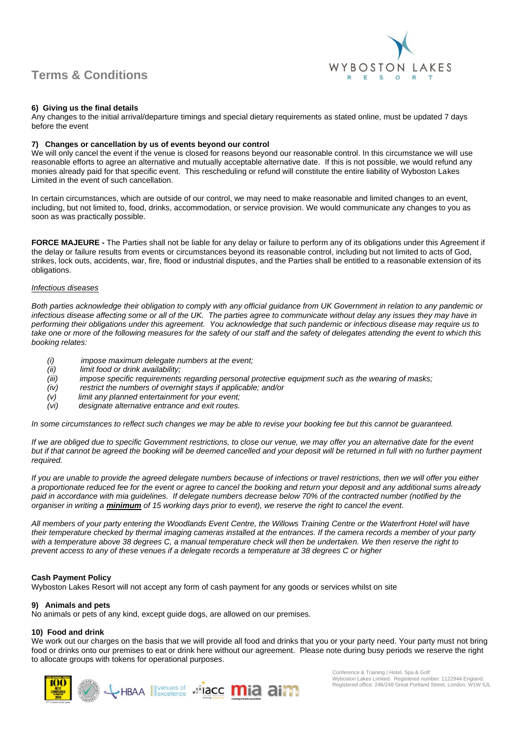# Terms & Conditions

**6) Giving us the final details**

Any changes to the initial arrival/departure timings and special dietary requirements as stated online, must be updated 7 days before the event

**7) Changes or cancellation by us of events beyond our control**

We will only cancel the event if the venue is closed for reasons beyond our reasonable control. In this circumstance we will use reasonable efforts to agree an alternative and mutually acceptable alternative date. If this is not possible, we would refund any monies already paid for that specific event. This rescheduling or refund will constitute the entire liability of Wyboston Lakes Limited in the event of such cancellation.

In certain circumstances, which are outside of our control, we may need to make reasonable and limited changes to an event, including, but not limited to, food, drinks, accommodation, or service provision. We would communicate any changes to you as soon as was practically possible.

**FORCE MAJEURE -** The Parties shall not be liable for any delay or failure to perform any of its obligations under this Agreement if the delay or failure results from events or circumstances beyond its reasonable control, including but not limited to acts of God, strikes, lock outs, accidents, war, fire, flood or industrial disputes, and the Parties shall be entitled to a reasonable extension of its obligations.

*Infectious diseases*

*Both parties acknowledge their obligation to comply with any official guidance from UK Government in relation to any pandemic or infectious disease affecting some or all of the UK. The parties agree to communicate without delay any issues they may have in performing their obligations under this agreement. You acknowledge that such pandemic or infectious disease may require us to take one or more of the following measures for the safety of our staff and the safety of delegates attending the event to which this booking relates:*

- *(i) impose maximum delegate numbers at the event;*
- *(ii) limit food or drink availability;*
- *(iii) impose specific requirements regarding personal protective equipment such as the wearing of masks;*
- *(iv) restrict the numbers of overnight stays if applicable; and/or*
- *(v) limit any planned entertainment for your event;*
- *(vi) designate alternative entrance and exit routes.*

*In some circumstances to reflect such changes we may be able to revise your booking fee but this cannot be guaranteed.*

*If we are obliged due to specific Government restrictions, to close our venue, we may offer you an alternative date for the event but if that cannot be agreed the booking will be deemed cancelled and your deposit will be returned in full with no further payment required.*

*If you are unable to provide the agreed delegate numbers because of infections or travel restrictions, then we will offer you either a proportionate reduced fee for the event or agree to cancel the booking and return your deposit and any additional sums already paid in accordance with mia guidelines. If delegate numbers decrease below 70% of the contracted number (notified by the organiser in writing a **minimum** of 15 working days prior to event), we reserve the right to cancel the event.*

*All members of your party entering the Woodlands Event Centre, the Willows Training Centre or the Waterfront Hotel will have their temperature checked by thermal imaging cameras installed at the entrances. If the camera records a member of your party with a temperature above 38 degrees C, a manual temperature check will then be undertaken. We then reserve the right to prevent access to any of these venues if a delegate records a temperature at 38 degrees C or higher*

**Cash Payment Policy**

Wyboston Lakes Resort will not accept any form of cash payment for any goods or services whilst on site

**9) Animals and pets**

No animals or pets of any kind, except guide dogs, are allowed on our premises.

**10) Food and drink**

We work out our charges on the basis that we will provide all food and drinks that you or your party need. Your party must not bring food or drinks onto our premises to eat or drink here without our agreement. Please note during busy periods we reserve the right to allocate groups with tokens for operational purposes.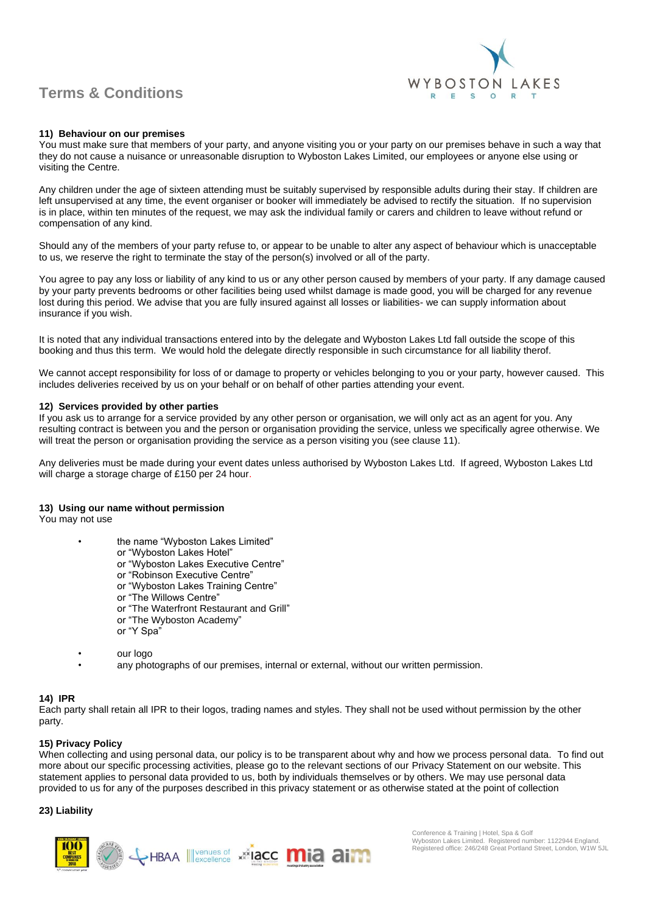# Terms & Conditions

### 11) Behaviour on our premises

You must make sure that members of your party, and anyone visiting you or your party on our premises behave in such a way that they do not cause a nuisance or unreasonable disruption to Wyboston Lakes Limited, our employees or anyone else using or visiting the Centre.

Any children under the age of sixteen attending must be suitably supervised by responsible adults during their stay. If children are left unsupervised at any time, the event organiser or booker will immediately be advised to rectify the situation. If no supervision is in place, within ten minutes of the request, we may ask the individual family or carers and children to leave without refund or compensation of any kind.

Should any of the members of your party refuse to, or appear to be unable to alter any aspect of behaviour which is unacceptable to us, we reserve the right to terminate the stay of the person(s) involved or all of the party.

You agree to pay any loss or liability of any kind to us or any other person caused by members of your party. If any damage caused by your party prevents bedrooms or other facilities being used whilst damage is made good, you will be charged for any revenue lost during this period. We advise that you are fully insured against all losses or liabilities- we can supply information about insurance if you wish.

It is noted that any individual transactions entered into by the delegate and Wyboston Lakes Ltd fall outside the scope of this booking and thus this term. We would hold the delegate directly responsible in such circumstance for all liability therof.

We cannot accept responsibility for loss of or damage to property or vehicles belonging to you or your party, however caused. This includes deliveries received by us on your behalf or on behalf of other parties attending your event.

### 12) Services provided by other parties

If you ask us to arrange for a service provided by any other person or organisation, we will only act as an agent for you. Any resulting contract is between you and the person or organisation providing the service, unless we specifically agree otherwise. We will treat the person or organisation providing the service as a person visiting you (see clause 11).

Any deliveries must be made during your event dates unless authorised by Wyboston Lakes Ltd. If agreed, Wyboston Lakes Ltd will charge a storage charge of £150 per 24 hour.

### 13) Using our name without permission

You may not use

- the name "Wyboston Lakes Limited"
  or "Wyboston Lakes Hotel"
  or "Wyboston Lakes Executive Centre"
  or "Robinson Executive Centre"
  or "Wyboston Lakes Training Centre"
  or "The Willows Centre"
  or "The Waterfront Restaurant and Grill"
  or "The Wyboston Academy"
  or "Y Spa"
- our logo
- any photographs of our premises, internal or external, without our written permission.

### 14) IPR

Each party shall retain all IPR to their logos, trading names and styles. They shall not be used without permission by the other party.

### 15) Privacy Policy

When collecting and using personal data, our policy is to be transparent about why and how we process personal data. To find out more about our specific processing activities, please go to the relevant sections of our Privacy Statement on our website. This statement applies to personal data provided to us, both by individuals themselves or by others. We may use personal data provided to us for any of the purposes described in this privacy statement or as otherwise stated at the point of collection

### 23) Liability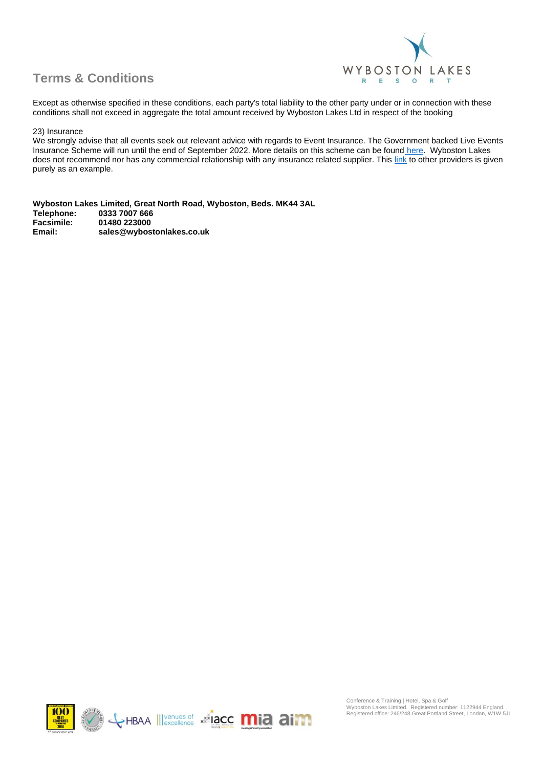# Terms & Conditions

Except as otherwise specified in these conditions, each party's total liability to the other party under or in connection with these conditions shall not exceed in aggregate the total amount received by Wyboston Lakes Ltd in respect of the booking

23) Insurance
We strongly advise that all events seek out relevant advice with regards to Event Insurance. The Government backed Live Events Insurance Scheme will run until the end of September 2022. More details on this scheme can be found here. Wyboston Lakes does not recommend nor has any commercial relationship with any insurance related supplier. This link to other providers is given purely as an example.

**Wyboston Lakes Limited, Great North Road, Wyboston, Beds. MK44 3AL**
**Telephone:** **0333 7007 666**
**Facsimile:** **01480 223000**
**Email:** **sales@wybostonlakes.co.uk**

Conference & Training | Hotel, Spa & Golf
Wyboston Lakes Limited. Registered number: 1122944 England.
Registered office: 246/248 Great Portland Street, London, W1W 5JL